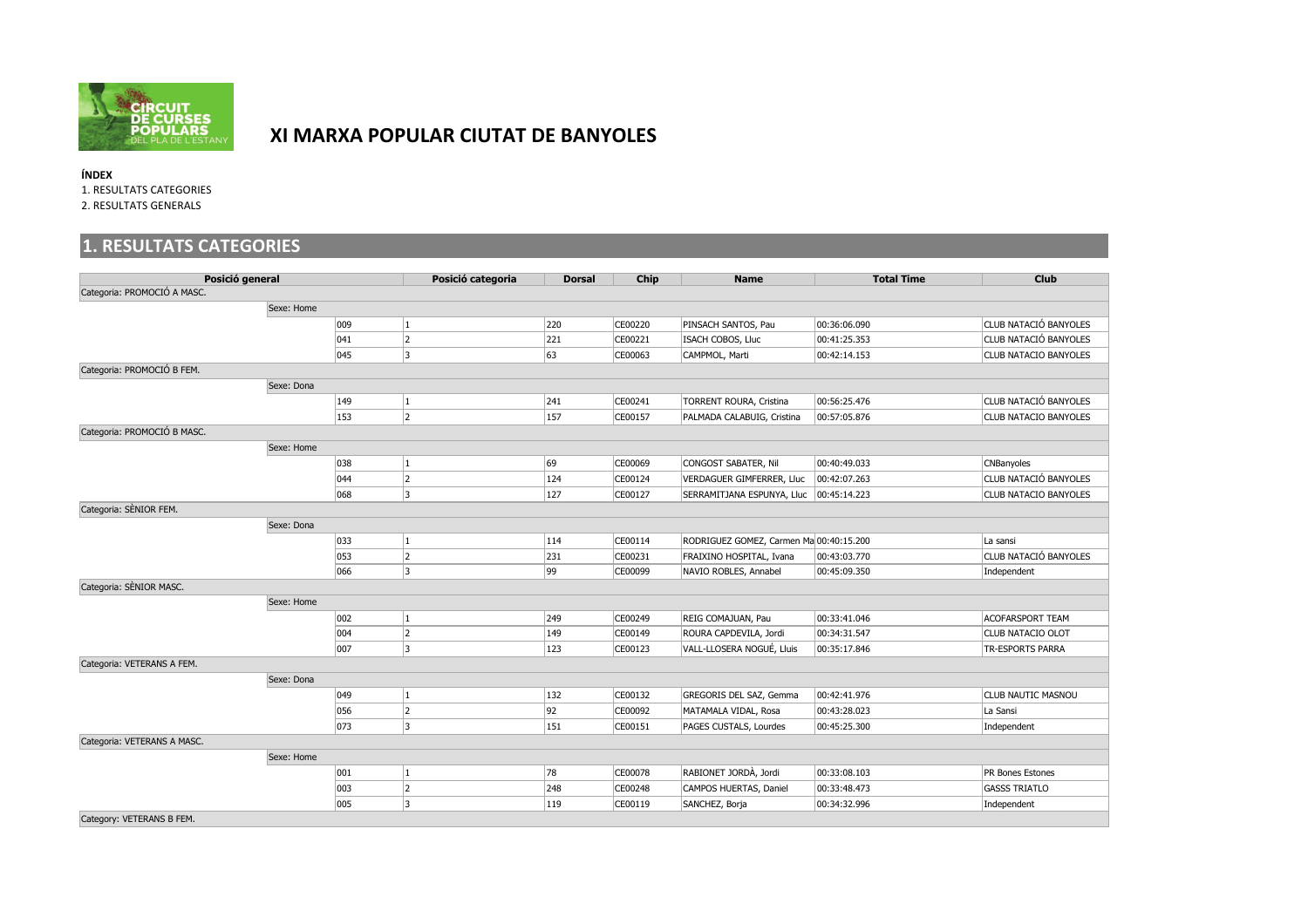# XI MARXA POPULAR CIUTAT DE BANYOLES

**ÍNDEX**

1. RESULTATS CATEGORIES
2. RESULTATS GENERALS

## 1. RESULTATS CATEGORIES

| Posició general | | Posició categoria | Dorsal | Chip | Name | Total Time | Club |
|---|---|---|---|---|---|---|---|
| Categoria: PROMOCIÓ A MASC. | | | | | | | |
| Sexe: Home | | | | | | | |
| | 009 | 1 | 220 | CE00220 | PINSACH SANTOS, Pau | 00:36:06.090 | CLUB NATACIÓ BANYOLES |
| | 041 | 2 | 221 | CE00221 | ISACH COBOS, Lluc | 00:41:25.353 | CLUB NATACIÓ BANYOLES |
| | 045 | 3 | 63 | CE00063 | CAMPMOL, Marti | 00:42:14.153 | CLUB NATACIO BANYOLES |
| Categoria: PROMOCIÓ B FEM. | | | | | | | |
| Sexe: Dona | | | | | | | |
| | 149 | 1 | 241 | CE00241 | TORRENT ROURA, Cristina | 00:56:25.476 | CLUB NATACIÓ BANYOLES |
| | 153 | 2 | 157 | CE00157 | PALMADA CALABUIG, Cristina | 00:57:05.876 | CLUB NATACIO BANYOLES |
| Categoria: PROMOCIÓ B MASC. | | | | | | | |
| Sexe: Home | | | | | | | |
| | 038 | 1 | 69 | CE00069 | CONGOST SABATER, Nil | 00:40:49.033 | CNBanyoles |
| | 044 | 2 | 124 | CE00124 | VERDAGUER GIMFERRER, Lluc | 00:42:07.263 | CLUB NATACIÓ BANYOLES |
| | 068 | 3 | 127 | CE00127 | SERRAMITJANA ESPUNYA, Lluc | 00:45:14.223 | CLUB NATACIO BANYOLES |
| Categoria: SÈNIOR FEM. | | | | | | | |
| Sexe: Dona | | | | | | | |
| | 033 | 1 | 114 | CE00114 | RODRIGUEZ GOMEZ, Carmen Ma | 00:40:15.200 | La sansi |
| | 053 | 2 | 231 | CE00231 | FRAIXINO HOSPITAL, Ivana | 00:43:03.770 | CLUB NATACIÓ BANYOLES |
| | 066 | 3 | 99 | CE00099 | NAVIO ROBLES, Annabel | 00:45:09.350 | Independent |
| Categoria: SÈNIOR MASC. | | | | | | | |
| Sexe: Home | | | | | | | |
| | 002 | 1 | 249 | CE00249 | REIG COMAJUAN, Pau | 00:33:41.046 | ACOFARSPORT TEAM |
| | 004 | 2 | 149 | CE00149 | ROURA CAPDEVILA, Jordi | 00:34:31.547 | CLUB NATACIO OLOT |
| | 007 | 3 | 123 | CE00123 | VALL-LLOSERA NOGUÉ, Lluis | 00:35:17.846 | TR-ESPORTS PARRA |
| Categoria: VETERANS A FEM. | | | | | | | |
| Sexe: Dona | | | | | | | |
| | 049 | 1 | 132 | CE00132 | GREGORIS DEL SAZ, Gemma | 00:42:41.976 | CLUB NAUTIC MASNOU |
| | 056 | 2 | 92 | CE00092 | MATAMALA VIDAL, Rosa | 00:43:28.023 | La Sansi |
| | 073 | 3 | 151 | CE00151 | PAGES CUSTALS, Lourdes | 00:45:25.300 | Independent |
| Categoria: VETERANS A MASC. | | | | | | | |
| Sexe: Home | | | | | | | |
| | 001 | 1 | 78 | CE00078 | RABIONET JORDÀ, Jordi | 00:33:08.103 | PR Bones Estones |
| | 003 | 2 | 248 | CE00248 | CAMPOS HUERTAS, Daniel | 00:33:48.473 | GASSS TRIATLO |
| | 005 | 3 | 119 | CE00119 | SANCHEZ, Borja | 00:34:32.996 | Independent |
| Category: VETERANS B FEM. | | | | | | | |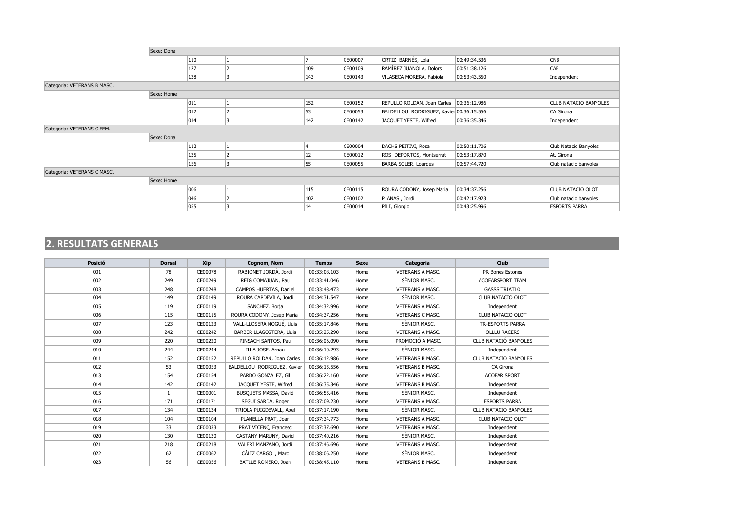| | | | | | | | | |
|---|---|---|---|---|---|---|---|---|
| | Sexe: Dona | | | | | | | |
| | | 110 | 1 | 7 | CE00007 | ORTIZ BARNÉS, Lola | 00:49:34.536 | CNB |
| | | 127 | 2 | 109 | CE00109 | RAMÍREZ JUANOLA, Dolors | 00:51:38.126 | CAF |
| | | 138 | 3 | 143 | CE00143 | VILASECA MORERA, Fabiola | 00:53:43.550 | Independent |
| Categoria: VETERANS B MASC. | | | | | | | | |
| | Sexe: Home | | | | | | | |
| | | 011 | 1 | 152 | CE00152 | REPULLO ROLDAN, Joan Carles | 00:36:12.986 | CLUB NATACIO BANYOLES |
| | | 012 | 2 | 53 | CE00053 | BALDELLOU RODRIGUEZ, Xavier | 00:36:15.556 | CA Girona |
| | | 014 | 3 | 142 | CE00142 | JACQUET YESTE, Wifred | 00:36:35.346 | Independent |
| Categoria: VETERANS C FEM. | | | | | | | | |
| | Sexe: Dona | | | | | | | |
| | | 112 | 1 | 4 | CE00004 | DACHS PEITIVI, Rosa | 00:50:11.706 | Club Natacio Banyoles |
| | | 135 | 2 | 12 | CE00012 | ROS DEPORTOS, Montserrat | 00:53:17.870 | At. Girona |
| | | 156 | 3 | 55 | CE00055 | BARBA SOLER, Lourdes | 00:57:44.720 | Club natacio banyoles |
| Categoria: VETERANS C MASC. | | | | | | | | |
| | Sexe: Home | | | | | | | |
| | | 006 | 1 | 115 | CE00115 | ROURA CODONY, Josep Maria | 00:34:37.256 | CLUB NATACIO OLOT |
| | | 046 | 2 | 102 | CE00102 | PLANAS , Jordi | 00:42:17.923 | Club natacio banyoles |
| | | 055 | 3 | 14 | CE00014 | PILI, Giorgio | 00:43:25.996 | ESPORTS PARRA |

## 2. RESULTATS GENERALS

| Posició | Dorsal | Xip | Cognom, Nom | Temps | Sexe | Categoria | Club |
|---|---|---|---|---|---|---|---|
| 001 | 78 | CE00078 | RABIONET JORDÀ, Jordi | 00:33:08.103 | Home | VETERANS A MASC. | PR Bones Estones |
| 002 | 249 | CE00249 | REIG COMAJUAN, Pau | 00:33:41.046 | Home | SÈNIOR MASC. | ACOFARSPORT TEAM |
| 003 | 248 | CE00248 | CAMPOS HUERTAS, Daniel | 00:33:48.473 | Home | VETERANS A MASC. | GASSS TRIATLO |
| 004 | 149 | CE00149 | ROURA CAPDEVILA, Jordi | 00:34:31.547 | Home | SÈNIOR MASC. | CLUB NATACIO OLOT |
| 005 | 119 | CE00119 | SANCHEZ, Borja | 00:34:32.996 | Home | VETERANS A MASC. | Independent |
| 006 | 115 | CE00115 | ROURA CODONY, Josep Maria | 00:34:37.256 | Home | VETERANS C MASC. | CLUB NATACIO OLOT |
| 007 | 123 | CE00123 | VALL-LLOSERA NOGUÉ, Lluis | 00:35:17.846 | Home | SÈNIOR MASC. | TR-ESPORTS PARRA |
| 008 | 242 | CE00242 | BARBER LLAGOSTERA, Lluis | 00:35:25.290 | Home | VETERANS A MASC. | OLLLU RACERS |
| 009 | 220 | CE00220 | PINSACH SANTOS, Pau | 00:36:06.090 | Home | PROMOCIÓ A MASC. | CLUB NATACIÓ BANYOLES |
| 010 | 244 | CE00244 | ILLA JOSE, Arnau | 00:36:10.293 | Home | SÈNIOR MASC. | Independent |
| 011 | 152 | CE00152 | REPULLO ROLDAN, Joan Carles | 00:36:12.986 | Home | VETERANS B MASC. | CLUB NATACIO BANYOLES |
| 012 | 53 | CE00053 | BALDELLOU RODRIGUEZ, Xavier | 00:36:15.556 | Home | VETERANS B MASC. | CA Girona |
| 013 | 154 | CE00154 | PARDO GONZALEZ, Gil | 00:36:22.160 | Home | VETERANS A MASC. | ACOFAR SPORT |
| 014 | 142 | CE00142 | JACQUET YESTE, Wifred | 00:36:35.346 | Home | VETERANS B MASC. | Independent |
| 015 | 1 | CE00001 | BUSQUETS MASSA, David | 00:36:55.416 | Home | SÈNIOR MASC. | Independent |
| 016 | 171 | CE00171 | SEGUI SARDA, Roger | 00:37:09.230 | Home | VETERANS A MASC. | ESPORTS PARRA |
| 017 | 134 | CE00134 | TRIOLA PUIGDEVALL, Abel | 00:37:17.190 | Home | SÈNIOR MASC. | CLUB NATACIO BANYOLES |
| 018 | 104 | CE00104 | PLANELLA PRAT, Joan | 00:37:34.773 | Home | VETERANS A MASC. | CLUB NATACIO OLOT |
| 019 | 33 | CE00033 | PRAT VICENÇ, Francesc | 00:37:37.690 | Home | VETERANS A MASC. | Independent |
| 020 | 130 | CE00130 | CASTANY MARUNY, David | 00:37:40.216 | Home | SÈNIOR MASC. | Independent |
| 021 | 218 | CE00218 | VALERI MANZANO, Jordi | 00:37:46.696 | Home | VETERANS A MASC. | Independent |
| 022 | 62 | CE00062 | CÁLIZ CARGOL, Marc | 00:38:06.250 | Home | SÈNIOR MASC. | Independent |
| 023 | 56 | CE00056 | BATLLE ROMERO, Joan | 00:38:45.110 | Home | VETERANS B MASC. | Independent |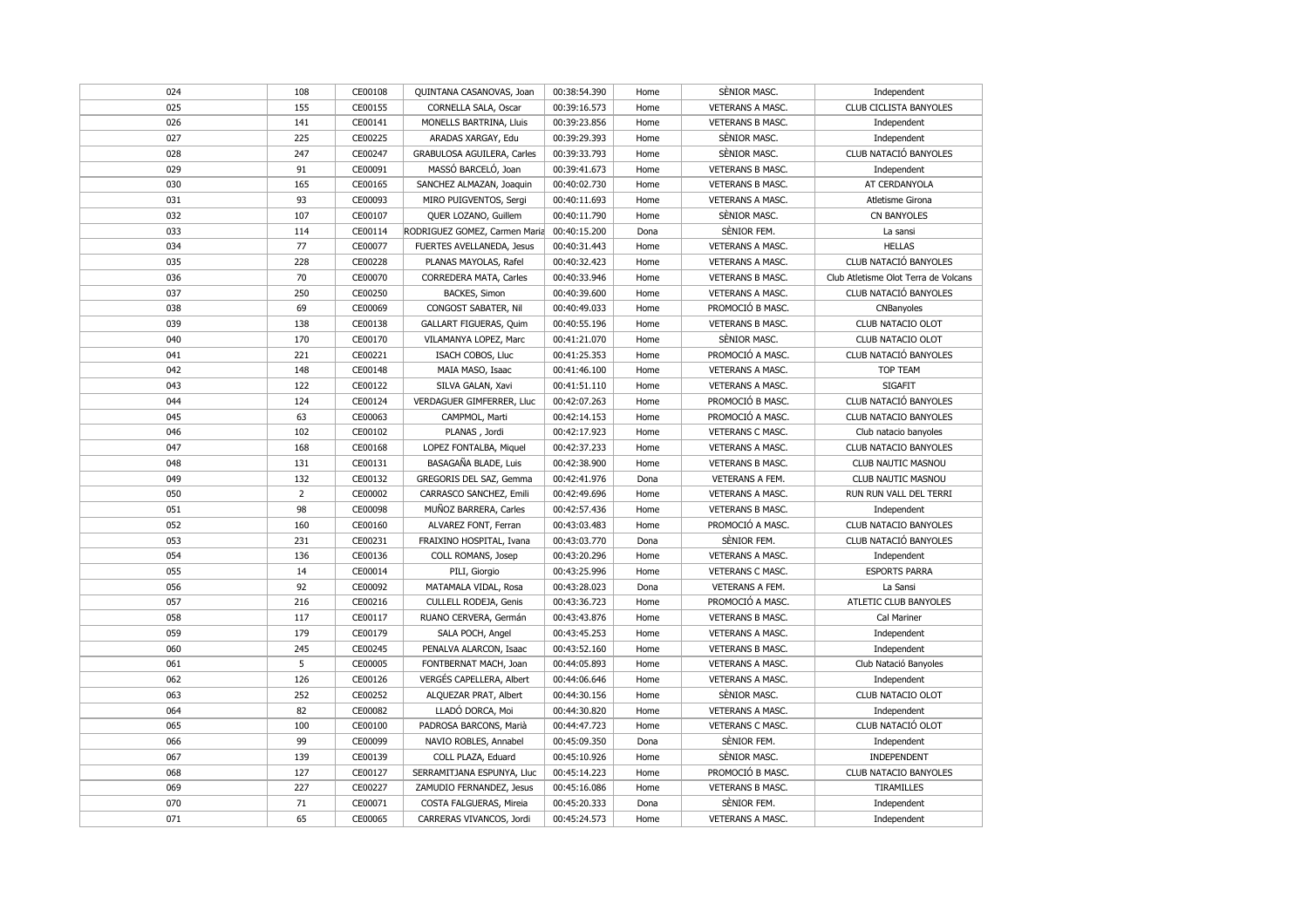| | | | | | | | |
|---|---|---|---|---|---|---|---|
| 024 | 108 | CE00108 | QUINTANA CASANOVAS, Joan | 00:38:54.390 | Home | SÈNIOR MASC. | Independent |
| 025 | 155 | CE00155 | CORNELLA SALA, Oscar | 00:39:16.573 | Home | VETERANS A MASC. | CLUB CICLISTA BANYOLES |
| 026 | 141 | CE00141 | MONELLS BARTRINA, Lluis | 00:39:23.856 | Home | VETERANS B MASC. | Independent |
| 027 | 225 | CE00225 | ARADAS XARGAY, Edu | 00:39:29.393 | Home | SÈNIOR MASC. | Independent |
| 028 | 247 | CE00247 | GRABULOSA AGUILERA, Carles | 00:39:33.793 | Home | SÈNIOR MASC. | CLUB NATACIÓ BANYOLES |
| 029 | 91 | CE00091 | MASSÓ BARCELÓ, Joan | 00:39:41.673 | Home | VETERANS B MASC. | Independent |
| 030 | 165 | CE00165 | SANCHEZ ALMAZAN, Joaquin | 00:40:02.730 | Home | VETERANS B MASC. | AT CERDANYOLA |
| 031 | 93 | CE00093 | MIRO PUIGVENTOS, Sergi | 00:40:11.693 | Home | VETERANS A MASC. | Atletisme Girona |
| 032 | 107 | CE00107 | QUER LOZANO, Guillem | 00:40:11.790 | Home | SÈNIOR MASC. | CN BANYOLES |
| 033 | 114 | CE00114 | RODRIGUEZ GOMEZ, Carmen Maria | 00:40:15.200 | Dona | SÈNIOR FEM. | La sansi |
| 034 | 77 | CE00077 | FUERTES AVELLANEDA, Jesus | 00:40:31.443 | Home | VETERANS A MASC. | HELLAS |
| 035 | 228 | CE00228 | PLANAS MAYOLAS, Rafel | 00:40:32.423 | Home | VETERANS A MASC. | CLUB NATACIÓ BANYOLES |
| 036 | 70 | CE00070 | CORREDERA MATA, Carles | 00:40:33.946 | Home | VETERANS B MASC. | Club Atletisme Olot Terra de Volcans |
| 037 | 250 | CE00250 | BACKES, Simon | 00:40:39.600 | Home | VETERANS A MASC. | CLUB NATACIÓ BANYOLES |
| 038 | 69 | CE00069 | CONGOST SABATER, Nil | 00:40:49.033 | Home | PROMOCIÓ B MASC. | CNBanyoles |
| 039 | 138 | CE00138 | GALLART FIGUERAS, Quim | 00:40:55.196 | Home | VETERANS B MASC. | CLUB NATACIO OLOT |
| 040 | 170 | CE00170 | VILAMANYA LOPEZ, Marc | 00:41:21.070 | Home | SÈNIOR MASC. | CLUB NATACIO OLOT |
| 041 | 221 | CE00221 | ISACH COBOS, Lluc | 00:41:25.353 | Home | PROMOCIÓ A MASC. | CLUB NATACIÓ BANYOLES |
| 042 | 148 | CE00148 | MAIA MASO, Isaac | 00:41:46.100 | Home | VETERANS A MASC. | TOP TEAM |
| 043 | 122 | CE00122 | SILVA GALAN, Xavi | 00:41:51.110 | Home | VETERANS A MASC. | SIGAFIT |
| 044 | 124 | CE00124 | VERDAGUER GIMFERRER, Lluc | 00:42:07.263 | Home | PROMOCIÓ B MASC. | CLUB NATACIÓ BANYOLES |
| 045 | 63 | CE00063 | CAMPMOL, Marti | 00:42:14.153 | Home | PROMOCIÓ A MASC. | CLUB NATACIO BANYOLES |
| 046 | 102 | CE00102 | PLANAS , Jordi | 00:42:17.923 | Home | VETERANS C MASC. | Club natacio banyoles |
| 047 | 168 | CE00168 | LOPEZ FONTALBA, Miquel | 00:42:37.233 | Home | VETERANS A MASC. | CLUB NATACIO BANYOLES |
| 048 | 131 | CE00131 | BASAGAÑA BLADE, Luis | 00:42:38.900 | Home | VETERANS B MASC. | CLUB NAUTIC MASNOU |
| 049 | 132 | CE00132 | GREGORIS DEL SAZ, Gemma | 00:42:41.976 | Dona | VETERANS A FEM. | CLUB NAUTIC MASNOU |
| 050 | 2 | CE00002 | CARRASCO SANCHEZ, Emili | 00:42:49.696 | Home | VETERANS A MASC. | RUN RUN VALL DEL TERRI |
| 051 | 98 | CE00098 | MUÑOZ BARRERA, Carles | 00:42:57.436 | Home | VETERANS B MASC. | Independent |
| 052 | 160 | CE00160 | ALVAREZ FONT, Ferran | 00:43:03.483 | Home | PROMOCIÓ A MASC. | CLUB NATACIO BANYOLES |
| 053 | 231 | CE00231 | FRAIXINO HOSPITAL, Ivana | 00:43:03.770 | Dona | SÈNIOR FEM. | CLUB NATACIÓ BANYOLES |
| 054 | 136 | CE00136 | COLL ROMANS, Josep | 00:43:20.296 | Home | VETERANS A MASC. | Independent |
| 055 | 14 | CE00014 | PILI, Giorgio | 00:43:25.996 | Home | VETERANS C MASC. | ESPORTS PARRA |
| 056 | 92 | CE00092 | MATAMALA VIDAL, Rosa | 00:43:28.023 | Dona | VETERANS A FEM. | La Sansi |
| 057 | 216 | CE00216 | CULLELL RODEJA, Genis | 00:43:36.723 | Home | PROMOCIÓ A MASC. | ATLETIC CLUB BANYOLES |
| 058 | 117 | CE00117 | RUANO CERVERA, Germán | 00:43:43.876 | Home | VETERANS B MASC. | Cal Mariner |
| 059 | 179 | CE00179 | SALA POCH, Angel | 00:43:45.253 | Home | VETERANS A MASC. | Independent |
| 060 | 245 | CE00245 | PENALVA ALARCON, Isaac | 00:43:52.160 | Home | VETERANS B MASC. | Independent |
| 061 | 5 | CE00005 | FONTBERNAT MACH, Joan | 00:44:05.893 | Home | VETERANS A MASC. | Club Natació Banyoles |
| 062 | 126 | CE00126 | VERGÉS CAPELLERA, Albert | 00:44:06.646 | Home | VETERANS A MASC. | Independent |
| 063 | 252 | CE00252 | ALQUEZAR PRAT, Albert | 00:44:30.156 | Home | SÈNIOR MASC. | CLUB NATACIO OLOT |
| 064 | 82 | CE00082 | LLADÓ DORCA, Moi | 00:44:30.820 | Home | VETERANS A MASC. | Independent |
| 065 | 100 | CE00100 | PADROSA BARCONS, Marià | 00:44:47.723 | Home | VETERANS C MASC. | CLUB NATACIÓ OLOT |
| 066 | 99 | CE00099 | NAVIO ROBLES, Annabel | 00:45:09.350 | Dona | SÈNIOR FEM. | Independent |
| 067 | 139 | CE00139 | COLL PLAZA, Eduard | 00:45:10.926 | Home | SÈNIOR MASC. | INDEPENDENT |
| 068 | 127 | CE00127 | SERRAMITJANA ESPUNYA, Lluc | 00:45:14.223 | Home | PROMOCIÓ B MASC. | CLUB NATACIO BANYOLES |
| 069 | 227 | CE00227 | ZAMUDIO FERNANDEZ, Jesus | 00:45:16.086 | Home | VETERANS B MASC. | TIRAMILLES |
| 070 | 71 | CE00071 | COSTA FALGUERAS, Mireia | 00:45:20.333 | Dona | SÈNIOR FEM. | Independent |
| 071 | 65 | CE00065 | CARRERAS VIVANCOS, Jordi | 00:45:24.573 | Home | VETERANS A MASC. | Independent |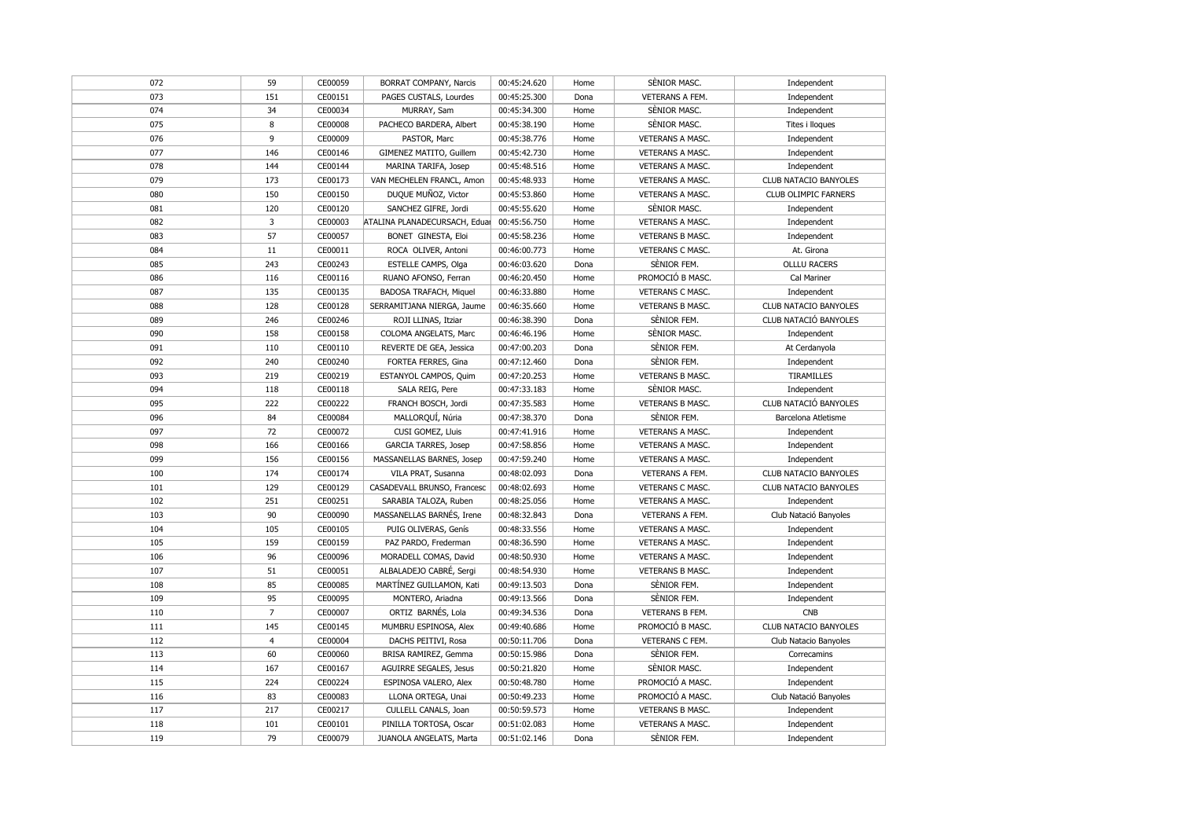| | | | | | | | |
|---|---|---|---|---|---|---|---|
| 072 | 59 | CE00059 | BORRAT COMPANY, Narcis | 00:45:24.620 | Home | SÈNIOR MASC. | Independent |
| 073 | 151 | CE00151 | PAGES CUSTALS, Lourdes | 00:45:25.300 | Dona | VETERANS A FEM. | Independent |
| 074 | 34 | CE00034 | MURRAY, Sam | 00:45:34.300 | Home | SÈNIOR MASC. | Independent |
| 075 | 8 | CE00008 | PACHECO BARDERA, Albert | 00:45:38.190 | Home | SÈNIOR MASC. | Tites i lloques |
| 076 | 9 | CE00009 | PASTOR, Marc | 00:45:38.776 | Home | VETERANS A MASC. | Independent |
| 077 | 146 | CE00146 | GIMENEZ MATITO, Guillem | 00:45:42.730 | Home | VETERANS A MASC. | Independent |
| 078 | 144 | CE00144 | MARINA TARIFA, Josep | 00:45:48.516 | Home | VETERANS A MASC. | Independent |
| 079 | 173 | CE00173 | VAN MECHELEN FRANCL, Amon | 00:45:48.933 | Home | VETERANS A MASC. | CLUB NATACIO BANYOLES |
| 080 | 150 | CE00150 | DUQUE MUÑOZ, Victor | 00:45:53.860 | Home | VETERANS A MASC. | CLUB OLIMPIC FARNERS |
| 081 | 120 | CE00120 | SANCHEZ GIFRE, Jordi | 00:45:55.620 | Home | SÈNIOR MASC. | Independent |
| 082 | 3 | CE00003 | ATALINA PLANADECURSACH, Eduar | 00:45:56.750 | Home | VETERANS A MASC. | Independent |
| 083 | 57 | CE00057 | BONET GINESTA, Eloi | 00:45:58.236 | Home | VETERANS B MASC. | Independent |
| 084 | 11 | CE00011 | ROCA OLIVER, Antoni | 00:46:00.773 | Home | VETERANS C MASC. | At. Girona |
| 085 | 243 | CE00243 | ESTELLE CAMPS, Olga | 00:46:03.620 | Dona | SÈNIOR FEM. | OLLLU RACERS |
| 086 | 116 | CE00116 | RUANO AFONSO, Ferran | 00:46:20.450 | Home | PROMOCIÓ B MASC. | Cal Mariner |
| 087 | 135 | CE00135 | BADOSA TRAFACH, Miquel | 00:46:33.880 | Home | VETERANS C MASC. | Independent |
| 088 | 128 | CE00128 | SERRAMITJANA NIERGA, Jaume | 00:46:35.660 | Home | VETERANS B MASC. | CLUB NATACIO BANYOLES |
| 089 | 246 | CE00246 | ROJI LLINAS, Itziar | 00:46:38.390 | Dona | SÈNIOR FEM. | CLUB NATACIÓ BANYOLES |
| 090 | 158 | CE00158 | COLOMA ANGELATS, Marc | 00:46:46.196 | Home | SÈNIOR MASC. | Independent |
| 091 | 110 | CE00110 | REVERTE DE GEA, Jessica | 00:47:00.203 | Dona | SÈNIOR FEM. | At Cerdanyola |
| 092 | 240 | CE00240 | FORTEA FERRES, Gina | 00:47:12.460 | Dona | SÈNIOR FEM. | Independent |
| 093 | 219 | CE00219 | ESTANYOL CAMPOS, Quim | 00:47:20.253 | Home | VETERANS B MASC. | TIRAMILLES |
| 094 | 118 | CE00118 | SALA REIG, Pere | 00:47:33.183 | Home | SÈNIOR MASC. | Independent |
| 095 | 222 | CE00222 | FRANCH BOSCH, Jordi | 00:47:35.583 | Home | VETERANS B MASC. | CLUB NATACIÓ BANYOLES |
| 096 | 84 | CE00084 | MALLORQUÍ, Núria | 00:47:38.370 | Dona | SÈNIOR FEM. | Barcelona Atletisme |
| 097 | 72 | CE00072 | CUSI GOMEZ, Lluis | 00:47:41.916 | Home | VETERANS A MASC. | Independent |
| 098 | 166 | CE00166 | GARCIA TARRES, Josep | 00:47:58.856 | Home | VETERANS A MASC. | Independent |
| 099 | 156 | CE00156 | MASSANELLAS BARNES, Josep | 00:47:59.240 | Home | VETERANS A MASC. | Independent |
| 100 | 174 | CE00174 | VILA PRAT, Susanna | 00:48:02.093 | Dona | VETERANS A FEM. | CLUB NATACIO BANYOLES |
| 101 | 129 | CE00129 | CASADEVALL BRUNSO, Francesc | 00:48:02.693 | Home | VETERANS C MASC. | CLUB NATACIO BANYOLES |
| 102 | 251 | CE00251 | SARABIA TALOZA, Ruben | 00:48:25.056 | Home | VETERANS A MASC. | Independent |
| 103 | 90 | CE00090 | MASSANELLAS BARNÉS, Irene | 00:48:32.843 | Dona | VETERANS A FEM. | Club Natació Banyoles |
| 104 | 105 | CE00105 | PUIG OLIVERAS, Genís | 00:48:33.556 | Home | VETERANS A MASC. | Independent |
| 105 | 159 | CE00159 | PAZ PARDO, Frederman | 00:48:36.590 | Home | VETERANS A MASC. | Independent |
| 106 | 96 | CE00096 | MORADELL COMAS, David | 00:48:50.930 | Home | VETERANS A MASC. | Independent |
| 107 | 51 | CE00051 | ALBALADEJO CABRÉ, Sergi | 00:48:54.930 | Home | VETERANS B MASC. | Independent |
| 108 | 85 | CE00085 | MARTÍNEZ GUILLAMON, Kati | 00:49:13.503 | Dona | SÈNIOR FEM. | Independent |
| 109 | 95 | CE00095 | MONTERO, Ariadna | 00:49:13.566 | Dona | SÈNIOR FEM. | Independent |
| 110 | 7 | CE00007 | ORTIZ BARNÉS, Lola | 00:49:34.536 | Dona | VETERANS B FEM. | CNB |
| 111 | 145 | CE00145 | MUMBRU ESPINOSA, Alex | 00:49:40.686 | Home | PROMOCIÓ B MASC. | CLUB NATACIO BANYOLES |
| 112 | 4 | CE00004 | DACHS PEITIVI, Rosa | 00:50:11.706 | Dona | VETERANS C FEM. | Club Natacio Banyoles |
| 113 | 60 | CE00060 | BRISA RAMIREZ, Gemma | 00:50:15.986 | Dona | SÈNIOR FEM. | Correcamins |
| 114 | 167 | CE00167 | AGUIRRE SEGALES, Jesus | 00:50:21.820 | Home | SÈNIOR MASC. | Independent |
| 115 | 224 | CE00224 | ESPINOSA VALERO, Alex | 00:50:48.780 | Home | PROMOCIÓ A MASC. | Independent |
| 116 | 83 | CE00083 | LLONA ORTEGA, Unai | 00:50:49.233 | Home | PROMOCIÓ A MASC. | Club Natació Banyoles |
| 117 | 217 | CE00217 | CULLELL CANALS, Joan | 00:50:59.573 | Home | VETERANS B MASC. | Independent |
| 118 | 101 | CE00101 | PINILLA TORTOSA, Oscar | 00:51:02.083 | Home | VETERANS A MASC. | Independent |
| 119 | 79 | CE00079 | JUANOLA ANGELATS, Marta | 00:51:02.146 | Dona | SÈNIOR FEM. | Independent |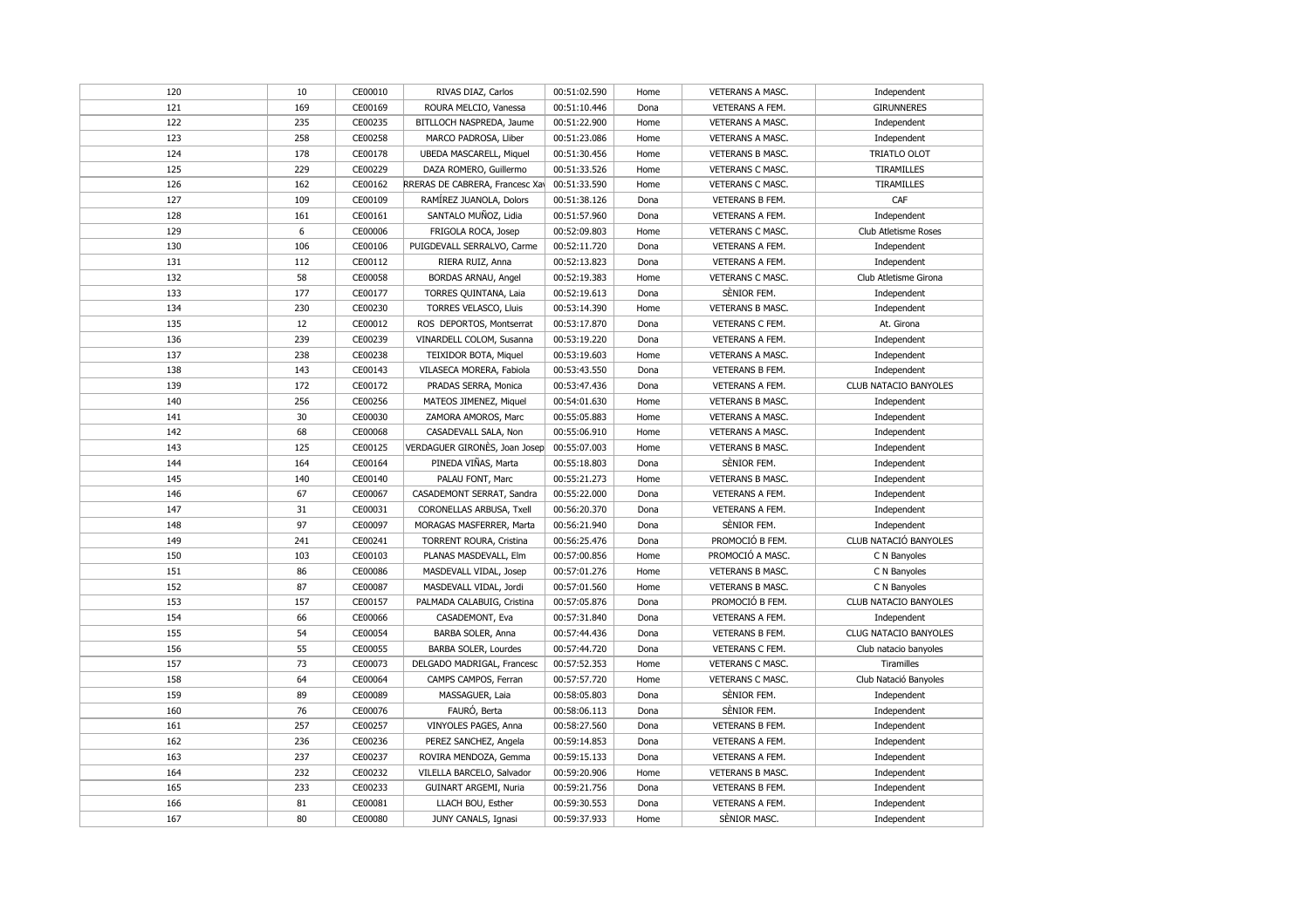| | | | | | | | |
|---|---|---|---|---|---|---|---|
| 120 | 10 | CE00010 | RIVAS DIAZ, Carlos | 00:51:02.590 | Home | VETERANS A MASC. | Independent |
| 121 | 169 | CE00169 | ROURA MELCIO, Vanessa | 00:51:10.446 | Dona | VETERANS A FEM. | GIRUNNERES |
| 122 | 235 | CE00235 | BITLLOCH NASPREDA, Jaume | 00:51:22.900 | Home | VETERANS A MASC. | Independent |
| 123 | 258 | CE00258 | MARCO PADROSA, Lliber | 00:51:23.086 | Home | VETERANS A MASC. | Independent |
| 124 | 178 | CE00178 | UBEDA MASCARELL, Miquel | 00:51:30.456 | Home | VETERANS B MASC. | TRIATLO OLOT |
| 125 | 229 | CE00229 | DAZA ROMERO, Guillermo | 00:51:33.526 | Home | VETERANS C MASC. | TIRAMILLES |
| 126 | 162 | CE00162 | RRERAS DE CABRERA, Francesc Xav | 00:51:33.590 | Home | VETERANS C MASC. | TIRAMILLES |
| 127 | 109 | CE00109 | RAMÍREZ JUANOLA, Dolors | 00:51:38.126 | Dona | VETERANS B FEM. | CAF |
| 128 | 161 | CE00161 | SANTALO MUÑOZ, Lidia | 00:51:57.960 | Dona | VETERANS A FEM. | Independent |
| 129 | 6 | CE00006 | FRIGOLA ROCA, Josep | 00:52:09.803 | Home | VETERANS C MASC. | Club Atletisme Roses |
| 130 | 106 | CE00106 | PUIGDEVALL SERRALVO, Carme | 00:52:11.720 | Dona | VETERANS A FEM. | Independent |
| 131 | 112 | CE00112 | RIERA RUIZ, Anna | 00:52:13.823 | Dona | VETERANS A FEM. | Independent |
| 132 | 58 | CE00058 | BORDAS ARNAU, Angel | 00:52:19.383 | Home | VETERANS C MASC. | Club Atletisme Girona |
| 133 | 177 | CE00177 | TORRES QUINTANA, Laia | 00:52:19.613 | Dona | SÈNIOR FEM. | Independent |
| 134 | 230 | CE00230 | TORRES VELASCO, Lluis | 00:53:14.390 | Home | VETERANS B MASC. | Independent |
| 135 | 12 | CE00012 | ROS DEPORTOS, Montserrat | 00:53:17.870 | Dona | VETERANS C FEM. | At. Girona |
| 136 | 239 | CE00239 | VINARDELL COLOM, Susanna | 00:53:19.220 | Dona | VETERANS A FEM. | Independent |
| 137 | 238 | CE00238 | TEIXIDOR BOTA, Miquel | 00:53:19.603 | Home | VETERANS A MASC. | Independent |
| 138 | 143 | CE00143 | VILASECA MORERA, Fabiola | 00:53:43.550 | Dona | VETERANS B FEM. | Independent |
| 139 | 172 | CE00172 | PRADAS SERRA, Monica | 00:53:47.436 | Dona | VETERANS A FEM. | CLUB NATACIO BANYOLES |
| 140 | 256 | CE00256 | MATEOS JIMENEZ, Miquel | 00:54:01.630 | Home | VETERANS B MASC. | Independent |
| 141 | 30 | CE00030 | ZAMORA AMOROS, Marc | 00:55:05.883 | Home | VETERANS A MASC. | Independent |
| 142 | 68 | CE00068 | CASADEVALL SALA, Non | 00:55:06.910 | Home | VETERANS A MASC. | Independent |
| 143 | 125 | CE00125 | VERDAGUER GIRONÈS, Joan Josep | 00:55:07.003 | Home | VETERANS B MASC. | Independent |
| 144 | 164 | CE00164 | PINEDA VIÑAS, Marta | 00:55:18.803 | Dona | SÈNIOR FEM. | Independent |
| 145 | 140 | CE00140 | PALAU FONT, Marc | 00:55:21.273 | Home | VETERANS B MASC. | Independent |
| 146 | 67 | CE00067 | CASADEMONT SERRAT, Sandra | 00:55:22.000 | Dona | VETERANS A FEM. | Independent |
| 147 | 31 | CE00031 | CORONELLAS ARBUSA, Txell | 00:56:20.370 | Dona | VETERANS A FEM. | Independent |
| 148 | 97 | CE00097 | MORAGAS MASFERRER, Marta | 00:56:21.940 | Dona | SÈNIOR FEM. | Independent |
| 149 | 241 | CE00241 | TORRENT ROURA, Cristina | 00:56:25.476 | Dona | PROMOCIÓ B FEM. | CLUB NATACIÓ BANYOLES |
| 150 | 103 | CE00103 | PLANAS MASDEVALL, Elm | 00:57:00.856 | Home | PROMOCIÓ A MASC. | C N Banyoles |
| 151 | 86 | CE00086 | MASDEVALL VIDAL, Josep | 00:57:01.276 | Home | VETERANS B MASC. | C N Banyoles |
| 152 | 87 | CE00087 | MASDEVALL VIDAL, Jordi | 00:57:01.560 | Home | VETERANS B MASC. | C N Banyoles |
| 153 | 157 | CE00157 | PALMADA CALABUIG, Cristina | 00:57:05.876 | Dona | PROMOCIÓ B FEM. | CLUB NATACIO BANYOLES |
| 154 | 66 | CE00066 | CASADEMONT, Eva | 00:57:31.840 | Dona | VETERANS A FEM. | Independent |
| 155 | 54 | CE00054 | BARBA SOLER, Anna | 00:57:44.436 | Dona | VETERANS B FEM. | CLUG NATACIO BANYOLES |
| 156 | 55 | CE00055 | BARBA SOLER, Lourdes | 00:57:44.720 | Dona | VETERANS C FEM. | Club natacio banyoles |
| 157 | 73 | CE00073 | DELGADO MADRIGAL, Francesc | 00:57:52.353 | Home | VETERANS C MASC. | Tiramilles |
| 158 | 64 | CE00064 | CAMPS CAMPOS, Ferran | 00:57:57.720 | Home | VETERANS C MASC. | Club Natació Banyoles |
| 159 | 89 | CE00089 | MASSAGUER, Laia | 00:58:05.803 | Dona | SÈNIOR FEM. | Independent |
| 160 | 76 | CE00076 | FAURÓ, Berta | 00:58:06.113 | Dona | SÈNIOR FEM. | Independent |
| 161 | 257 | CE00257 | VINYOLES PAGES, Anna | 00:58:27.560 | Dona | VETERANS B FEM. | Independent |
| 162 | 236 | CE00236 | PEREZ SANCHEZ, Angela | 00:59:14.853 | Dona | VETERANS A FEM. | Independent |
| 163 | 237 | CE00237 | ROVIRA MENDOZA, Gemma | 00:59:15.133 | Dona | VETERANS A FEM. | Independent |
| 164 | 232 | CE00232 | VILELLA BARCELO, Salvador | 00:59:20.906 | Home | VETERANS B MASC. | Independent |
| 165 | 233 | CE00233 | GUINART ARGEMI, Nuria | 00:59:21.756 | Dona | VETERANS B FEM. | Independent |
| 166 | 81 | CE00081 | LLACH BOU, Esther | 00:59:30.553 | Dona | VETERANS A FEM. | Independent |
| 167 | 80 | CE00080 | JUNY CANALS, Ignasi | 00:59:37.933 | Home | SÈNIOR MASC. | Independent |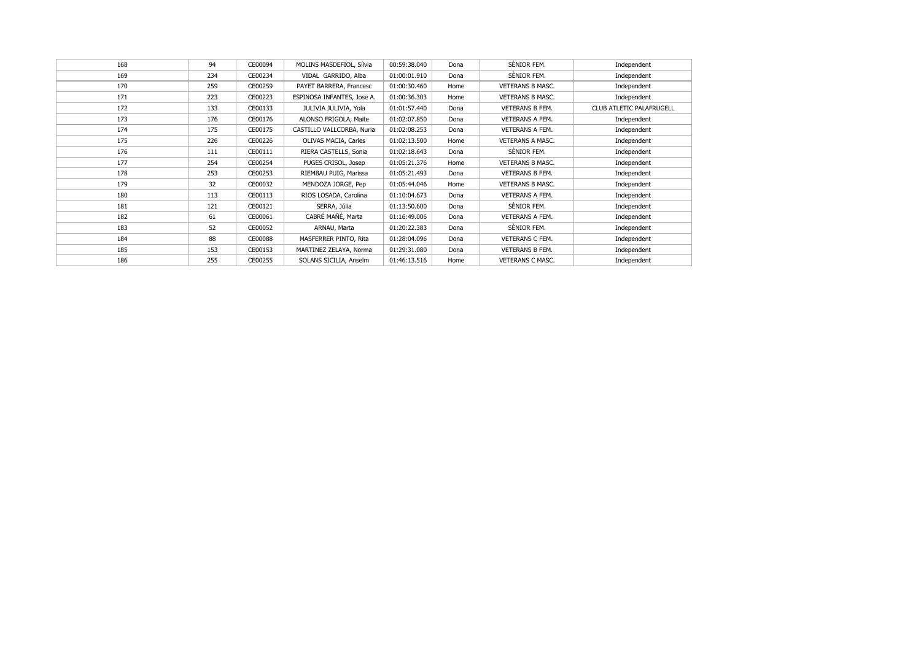| | | | | | | | |
|---|---|---|---|---|---|---|---|
| 168 | 94 | CE00094 | MOLINS MASDEFIOL, Sílvia | 00:59:38.040 | Dona | SÈNIOR FEM. | Independent |
| 169 | 234 | CE00234 | VIDAL GARRIDO, Alba | 01:00:01.910 | Dona | SÈNIOR FEM. | Independent |
| 170 | 259 | CE00259 | PAYET BARRERA, Francesc | 01:00:30.460 | Home | VETERANS B MASC. | Independent |
| 171 | 223 | CE00223 | ESPINOSA INFANTES, Jose A. | 01:00:36.303 | Home | VETERANS B MASC. | Independent |
| 172 | 133 | CE00133 | JULIVIA JULIVIA, Yola | 01:01:57.440 | Dona | VETERANS B FEM. | CLUB ATLETIC PALAFRUGELL |
| 173 | 176 | CE00176 | ALONSO FRIGOLA, Maite | 01:02:07.850 | Dona | VETERANS A FEM. | Independent |
| 174 | 175 | CE00175 | CASTILLO VALLCORBA, Nuria | 01:02:08.253 | Dona | VETERANS A FEM. | Independent |
| 175 | 226 | CE00226 | OLIVAS MACIA, Carles | 01:02:13.500 | Home | VETERANS A MASC. | Independent |
| 176 | 111 | CE00111 | RIERA CASTELLS, Sonia | 01:02:18.643 | Dona | SÈNIOR FEM. | Independent |
| 177 | 254 | CE00254 | PUGES CRISOL, Josep | 01:05:21.376 | Home | VETERANS B MASC. | Independent |
| 178 | 253 | CE00253 | RIEMBAU PUIG, Marissa | 01:05:21.493 | Dona | VETERANS B FEM. | Independent |
| 179 | 32 | CE00032 | MENDOZA JORGE, Pep | 01:05:44.046 | Home | VETERANS B MASC. | Independent |
| 180 | 113 | CE00113 | RIOS LOSADA, Carolina | 01:10:04.673 | Dona | VETERANS A FEM. | Independent |
| 181 | 121 | CE00121 | SERRA, Júlia | 01:13:50.600 | Dona | SÈNIOR FEM. | Independent |
| 182 | 61 | CE00061 | CABRÉ MAÑÉ, Marta | 01:16:49.006 | Dona | VETERANS A FEM. | Independent |
| 183 | 52 | CE00052 | ARNAU, Marta | 01:20:22.383 | Dona | SÈNIOR FEM. | Independent |
| 184 | 88 | CE00088 | MASFERRER PINTO, Rita | 01:28:04.096 | Dona | VETERANS C FEM. | Independent |
| 185 | 153 | CE00153 | MARTINEZ ZELAYA, Norma | 01:29:31.080 | Dona | VETERANS B FEM. | Independent |
| 186 | 255 | CE00255 | SOLANS SICILIA, Anselm | 01:46:13.516 | Home | VETERANS C MASC. | Independent |